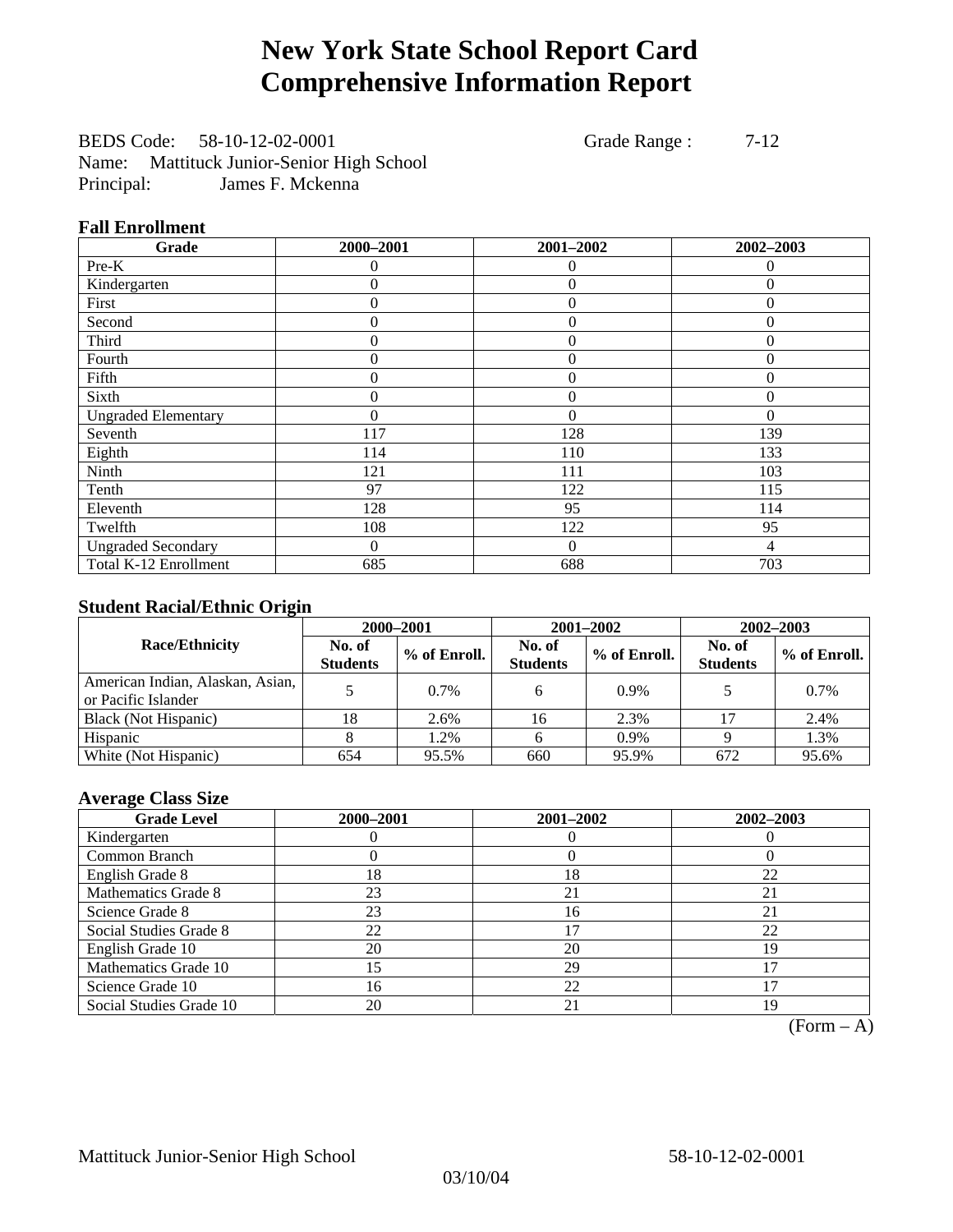# New York State School Report Card
# Comprehensive Information Report

BEDS Code: 58-10-12-02-0001 Grade Range : 7-12
Name: Mattituck Junior-Senior High School
Principal: James F. Mckenna

### Fall Enrollment

| Grade | 2000–2001 | 2001–2002 | 2002–2003 |
|---|---|---|---|
| Pre-K | 0 | 0 | 0 |
| Kindergarten | 0 | 0 | 0 |
| First | 0 | 0 | 0 |
| Second | 0 | 0 | 0 |
| Third | 0 | 0 | 0 |
| Fourth | 0 | 0 | 0 |
| Fifth | 0 | 0 | 0 |
| Sixth | 0 | 0 | 0 |
| Ungraded Elementary | 0 | 0 | 0 |
| Seventh | 117 | 128 | 139 |
| Eighth | 114 | 110 | 133 |
| Ninth | 121 | 111 | 103 |
| Tenth | 97 | 122 | 115 |
| Eleventh | 128 | 95 | 114 |
| Twelfth | 108 | 122 | 95 |
| Ungraded Secondary | 0 | 0 | 4 |
| Total K-12 Enrollment | 685 | 688 | 703 |

### Student Racial/Ethnic Origin

| Race/Ethnicity | 2000–2001 | | 2001–2002 | | 2002–2003 | |
|---|---|---|---|---|---|---|
| | No. of Students | % of Enroll. | No. of Students | % of Enroll. | No. of Students | % of Enroll. |
| American Indian, Alaskan, Asian, or Pacific Islander | 5 | 0.7% | 6 | 0.9% | 5 | 0.7% |
| Black (Not Hispanic) | 18 | 2.6% | 16 | 2.3% | 17 | 2.4% |
| Hispanic | 8 | 1.2% | 6 | 0.9% | 9 | 1.3% |
| White (Not Hispanic) | 654 | 95.5% | 660 | 95.9% | 672 | 95.6% |

### Average Class Size

| Grade Level | 2000–2001 | 2001–2002 | 2002–2003 |
|---|---|---|---|
| Kindergarten | 0 | 0 | 0 |
| Common Branch | 0 | 0 | 0 |
| English Grade 8 | 18 | 18 | 22 |
| Mathematics Grade 8 | 23 | 21 | 21 |
| Science Grade 8 | 23 | 16 | 21 |
| Social Studies Grade 8 | 22 | 17 | 22 |
| English Grade 10 | 20 | 20 | 19 |
| Mathematics Grade 10 | 15 | 29 | 17 |
| Science Grade 10 | 16 | 22 | 17 |
| Social Studies Grade 10 | 20 | 21 | 19 |

(Form – A)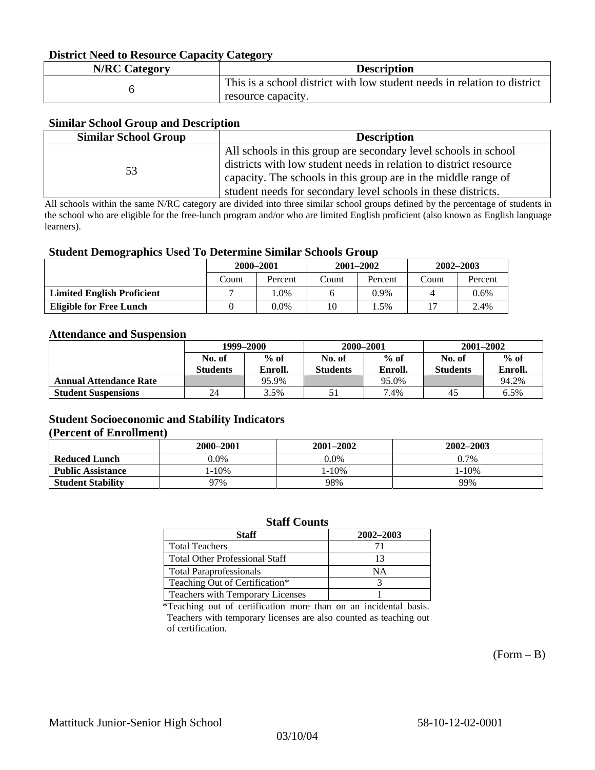### District Need to Resource Capacity Category

| N/RC Category | Description |
|---|---|
| 6 | This is a school district with low student needs in relation to district resource capacity. |

### Similar School Group and Description

| Similar School Group | Description |
|---|---|
| 53 | All schools in this group are secondary level schools in school districts with low student needs in relation to district resource capacity. The schools in this group are in the middle range of student needs for secondary level schools in these districts. |

All schools within the same N/RC category are divided into three similar school groups defined by the percentage of students in the school who are eligible for the free-lunch program and/or who are limited English proficient (also known as English language learners).

### Student Demographics Used To Determine Similar Schools Group

| | 2000–2001 | | 2001–2002 | | 2002–2003 | |
|---|---|---|---|---|---|---|
| | Count | Percent | Count | Percent | Count | Percent |
| **Limited English Proficient** | 7 | 1.0% | 6 | 0.9% | 4 | 0.6% |
| **Eligible for Free Lunch** | 0 | 0.0% | 10 | 1.5% | 17 | 2.4% |

### Attendance and Suspension

| | 1999–2000 | | 2000–2001 | | 2001–2002 | |
|---|---|---|---|---|---|---|
| | No. of Students | % of Enroll. | No. of Students | % of Enroll. | No. of Students | % of Enroll. |
| **Annual Attendance Rate** | | 95.9% | | 95.0% | | 94.2% |
| **Student Suspensions** | 24 | 3.5% | 51 | 7.4% | 45 | 6.5% |

### Student Socioeconomic and Stability Indicators
### (Percent of Enrollment)

| | 2000–2001 | 2001–2002 | 2002–2003 |
|---|---|---|---|
| **Reduced Lunch** | 0.0% | 0.0% | 0.7% |
| **Public Assistance** | 1-10% | 1-10% | 1-10% |
| **Student Stability** | 97% | 98% | 99% |

### Staff Counts

| Staff | 2002–2003 |
|---|---|
| Total Teachers | 71 |
| Total Other Professional Staff | 13 |
| Total Paraprofessionals | NA |
| Teaching Out of Certification* | 3 |
| Teachers with Temporary Licenses | 1 |

*Teaching out of certification more than on an incidental basis. Teachers with temporary licenses are also counted as teaching out of certification.

(Form – B)

Mattituck Junior-Senior High School 58-10-12-02-0001

03/10/04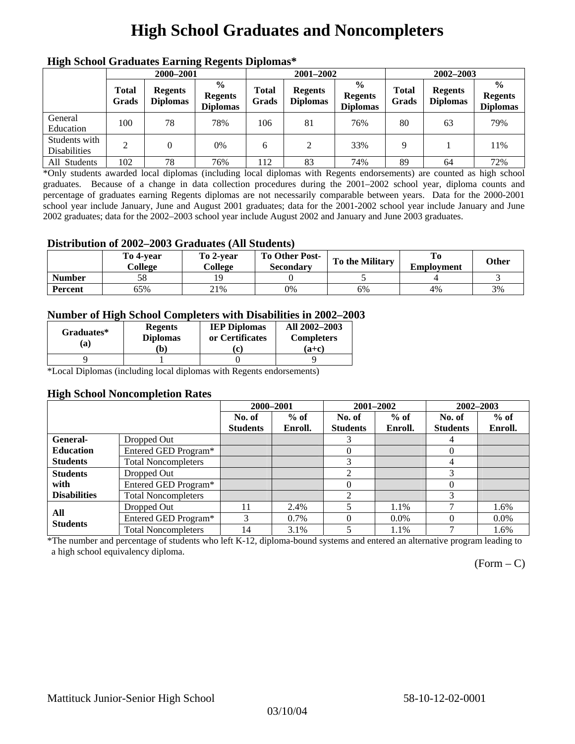# High School Graduates and Noncompleters

### High School Graduates Earning Regents Diplomas*

| | 2000–2001 | | | 2001–2002 | | | 2002–2003 | | |
|---|---|---|---|---|---|---|---|---|---|
| | Total Grads | Regents Diplomas | % Regents Diplomas | Total Grads | Regents Diplomas | % Regents Diplomas | Total Grads | Regents Diplomas | % Regents Diplomas |
| General Education | 100 | 78 | 78% | 106 | 81 | 76% | 80 | 63 | 79% |
| Students with Disabilities | 2 | 0 | 0% | 6 | 2 | 33% | 9 | 1 | 11% |
| All Students | 102 | 78 | 76% | 112 | 83 | 74% | 89 | 64 | 72% |

*Only students awarded local diplomas (including local diplomas with Regents endorsements) are counted as high school graduates. Because of a change in data collection procedures during the 2001–2002 school year, diploma counts and percentage of graduates earning Regents diplomas are not necessarily comparable between years. Data for the 2000-2001 school year include January, June and August 2001 graduates; data for the 2001-2002 school year include January and June 2002 graduates; data for the 2002–2003 school year include August 2002 and January and June 2003 graduates.

### Distribution of 2002–2003 Graduates (All Students)

| | To 4-year College | To 2-year College | To Other Post-Secondary | To the Military | To Employment | Other |
|---|---|---|---|---|---|---|
| Number | 58 | 19 | 0 | 5 | 4 | 3 |
| Percent | 65% | 21% | 0% | 6% | 4% | 3% |

### Number of High School Completers with Disabilities in 2002–2003

| Graduates* (a) | Regents Diplomas (b) | IEP Diplomas or Certificates (c) | All 2002–2003 Completers (a+c) |
|---|---|---|---|
| 9 | 1 | 0 | 9 |

*Local Diplomas (including local diplomas with Regents endorsements)

### High School Noncompletion Rates

| | | 2000–2001 | | 2001–2002 | | 2002–2003 | |
|---|---|---|---|---|---|---|---|
| | | No. of Students | % of Enroll. | No. of Students | % of Enroll. | No. of Students | % of Enroll. |
| General-Education Students | Dropped Out | | | 3 | | 4 | |
| | Entered GED Program* | | | 0 | | 0 | |
| | Total Noncompleters | | | 3 | | 4 | |
| Students with Disabilities | Dropped Out | | | 2 | | 3 | |
| | Entered GED Program* | | | 0 | | 0 | |
| | Total Noncompleters | | | 2 | | 3 | |
| All Students | Dropped Out | 11 | 2.4% | 5 | 1.1% | 7 | 1.6% |
| | Entered GED Program* | 3 | 0.7% | 0 | 0.0% | 0 | 0.0% |
| | Total Noncompleters | 14 | 3.1% | 5 | 1.1% | 7 | 1.6% |

*The number and percentage of students who left K-12, diploma-bound systems and entered an alternative program leading to a high school equivalency diploma.

(Form – C)

Mattituck Junior-Senior High School 58-10-12-02-0001

03/10/04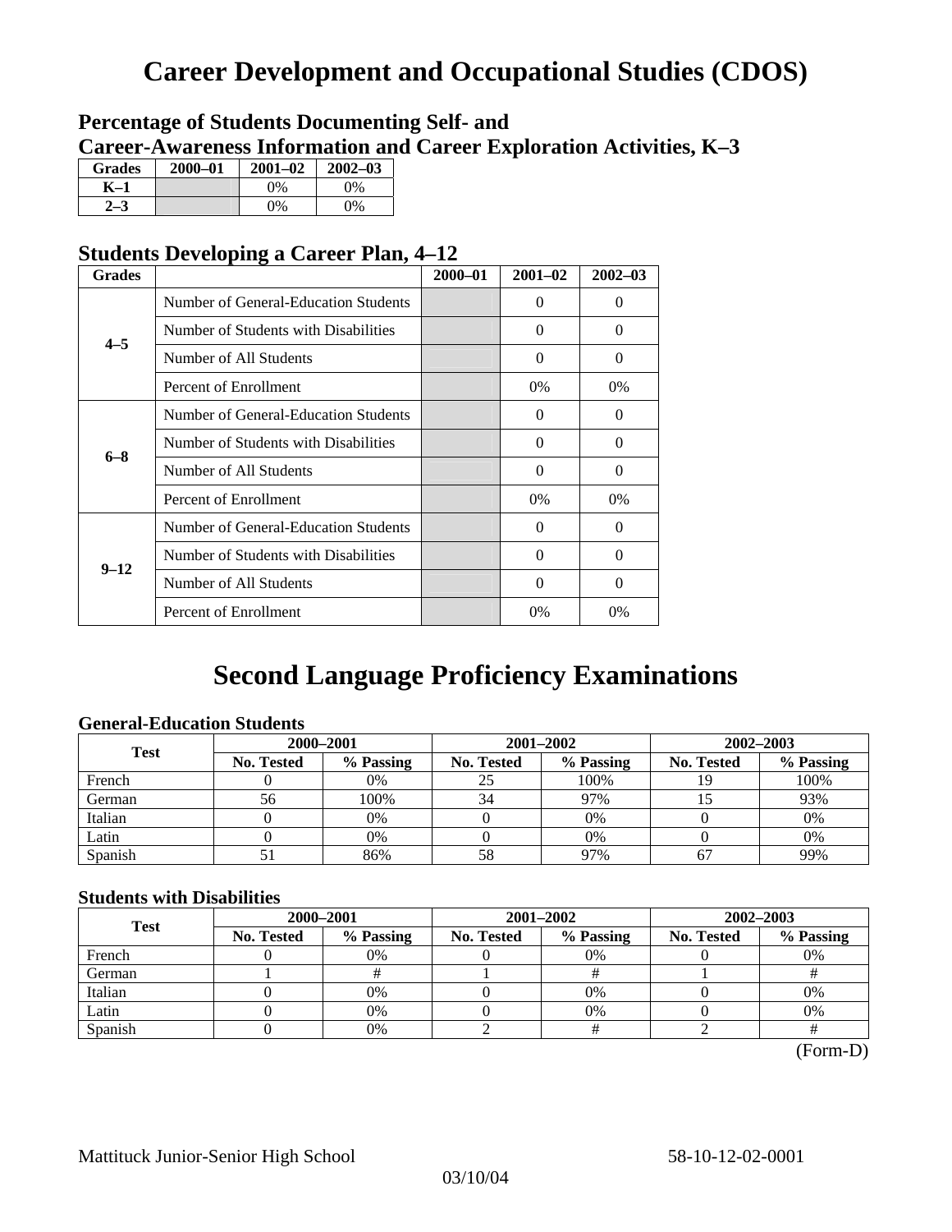# Career Development and Occupational Studies (CDOS)

## Percentage of Students Documenting Self- and Career-Awareness Information and Career Exploration Activities, K–3

| Grades | 2000–01 | 2001–02 | 2002–03 |
|---|---|---|---|
| K–1 | | 0% | 0% |
| 2–3 | | 0% | 0% |

## Students Developing a Career Plan, 4–12

| Grades | | 2000–01 | 2001–02 | 2002–03 |
|---|---|---|---|---|
| 4–5 | Number of General-Education Students | | 0 | 0 |
| | Number of Students with Disabilities | | 0 | 0 |
| | Number of All Students | | 0 | 0 |
| | Percent of Enrollment | | 0% | 0% |
| 6–8 | Number of General-Education Students | | 0 | 0 |
| | Number of Students with Disabilities | | 0 | 0 |
| | Number of All Students | | 0 | 0 |
| | Percent of Enrollment | | 0% | 0% |
| 9–12 | Number of General-Education Students | | 0 | 0 |
| | Number of Students with Disabilities | | 0 | 0 |
| | Number of All Students | | 0 | 0 |
| | Percent of Enrollment | | 0% | 0% |

# Second Language Proficiency Examinations

### General-Education Students

| Test | 2000–2001 | | 2001–2002 | | 2002–2003 | |
|---|---|---|---|---|---|---|
| | No. Tested | % Passing | No. Tested | % Passing | No. Tested | % Passing |
| French | 0 | 0% | 25 | 100% | 19 | 100% |
| German | 56 | 100% | 34 | 97% | 15 | 93% |
| Italian | 0 | 0% | 0 | 0% | 0 | 0% |
| Latin | 0 | 0% | 0 | 0% | 0 | 0% |
| Spanish | 51 | 86% | 58 | 97% | 67 | 99% |

### Students with Disabilities

| Test | 2000–2001 | | 2001–2002 | | 2002–2003 | |
|---|---|---|---|---|---|---|
| | No. Tested | % Passing | No. Tested | % Passing | No. Tested | % Passing |
| French | 0 | 0% | 0 | 0% | 0 | 0% |
| German | 1 | # | 1 | # | 1 | # |
| Italian | 0 | 0% | 0 | 0% | 0 | 0% |
| Latin | 0 | 0% | 0 | 0% | 0 | 0% |
| Spanish | 0 | 0% | 2 | # | 2 | # |

(Form-D)

Mattituck Junior-Senior High School 58-10-12-02-0001

03/10/04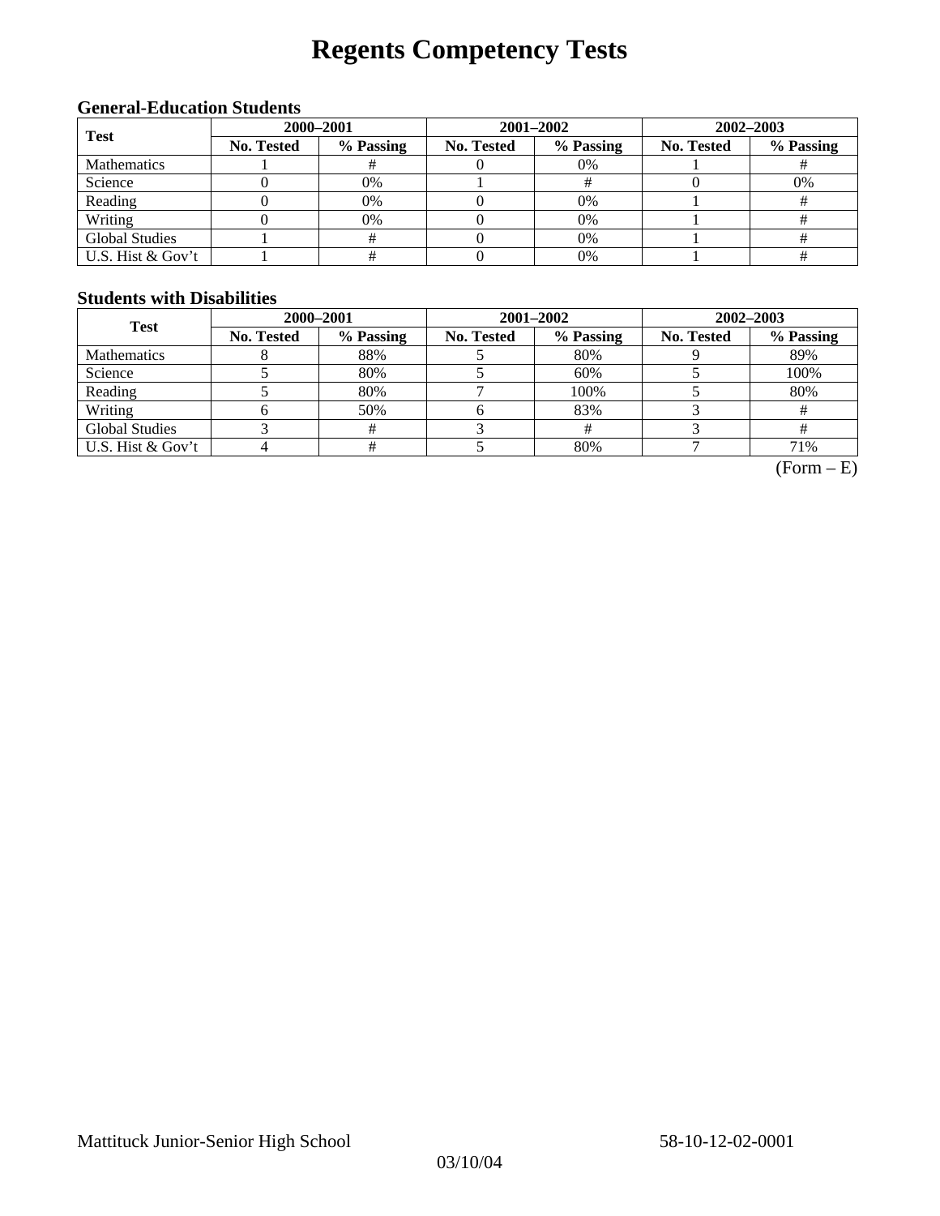# Regents Competency Tests

### General-Education Students

| Test | 2000–2001 | | 2001–2002 | | 2002–2003 | |
|---|---|---|---|---|---|---|
| | No. Tested | % Passing | No. Tested | % Passing | No. Tested | % Passing |
| Mathematics | 1 | # | 0 | 0% | 1 | # |
| Science | 0 | 0% | 1 | # | 0 | 0% |
| Reading | 0 | 0% | 0 | 0% | 1 | # |
| Writing | 0 | 0% | 0 | 0% | 1 | # |
| Global Studies | 1 | # | 0 | 0% | 1 | # |
| U.S. Hist & Gov't | 1 | # | 0 | 0% | 1 | # |

### Students with Disabilities

| Test | 2000–2001 | | 2001–2002 | | 2002–2003 | |
|---|---|---|---|---|---|---|
| | No. Tested | % Passing | No. Tested | % Passing | No. Tested | % Passing |
| Mathematics | 8 | 88% | 5 | 80% | 9 | 89% |
| Science | 5 | 80% | 5 | 60% | 5 | 100% |
| Reading | 5 | 80% | 7 | 100% | 5 | 80% |
| Writing | 6 | 50% | 6 | 83% | 3 | # |
| Global Studies | 3 | # | 3 | # | 3 | # |
| U.S. Hist & Gov't | 4 | # | 5 | 80% | 7 | 71% |

(Form – E)

Mattituck Junior-Senior High School 58-10-12-02-0001

03/10/04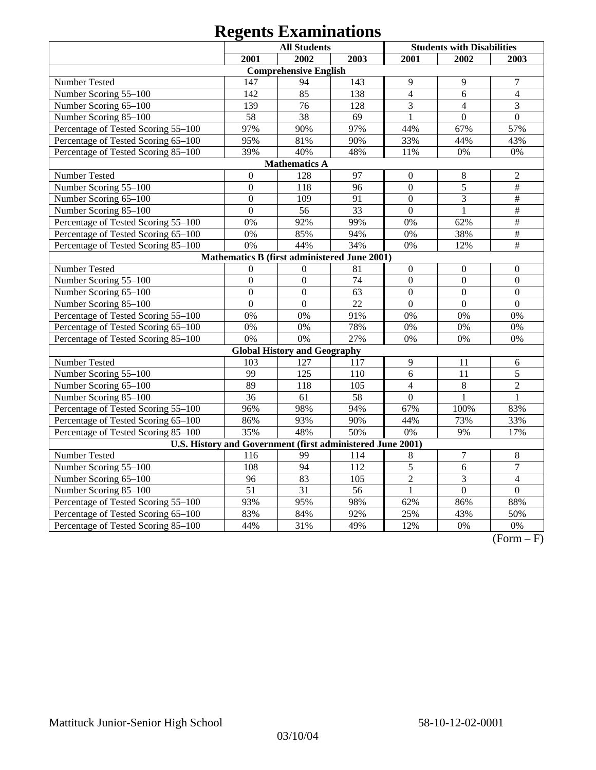# Regents Examinations

| | All Students | | | Students with Disabilities | | |
|---|---|---|---|---|---|---|
| | 2001 | 2002 | 2003 | 2001 | 2002 | 2003 |
| **Comprehensive English** | | | | | | |
| Number Tested | 147 | 94 | 143 | 9 | 9 | 7 |
| Number Scoring 55–100 | 142 | 85 | 138 | 4 | 6 | 4 |
| Number Scoring 65–100 | 139 | 76 | 128 | 3 | 4 | 3 |
| Number Scoring 85–100 | 58 | 38 | 69 | 1 | 0 | 0 |
| Percentage of Tested Scoring 55–100 | 97% | 90% | 97% | 44% | 67% | 57% |
| Percentage of Tested Scoring 65–100 | 95% | 81% | 90% | 33% | 44% | 43% |
| Percentage of Tested Scoring 85–100 | 39% | 40% | 48% | 11% | 0% | 0% |
| **Mathematics A** | | | | | | |
| Number Tested | 0 | 128 | 97 | 0 | 8 | 2 |
| Number Scoring 55–100 | 0 | 118 | 96 | 0 | 5 | # |
| Number Scoring 65–100 | 0 | 109 | 91 | 0 | 3 | # |
| Number Scoring 85–100 | 0 | 56 | 33 | 0 | 1 | # |
| Percentage of Tested Scoring 55–100 | 0% | 92% | 99% | 0% | 62% | # |
| Percentage of Tested Scoring 65–100 | 0% | 85% | 94% | 0% | 38% | # |
| Percentage of Tested Scoring 85–100 | 0% | 44% | 34% | 0% | 12% | # |
| **Mathematics B (first administered June 2001)** | | | | | | |
| Number Tested | 0 | 0 | 81 | 0 | 0 | 0 |
| Number Scoring 55–100 | 0 | 0 | 74 | 0 | 0 | 0 |
| Number Scoring 65–100 | 0 | 0 | 63 | 0 | 0 | 0 |
| Number Scoring 85–100 | 0 | 0 | 22 | 0 | 0 | 0 |
| Percentage of Tested Scoring 55–100 | 0% | 0% | 91% | 0% | 0% | 0% |
| Percentage of Tested Scoring 65–100 | 0% | 0% | 78% | 0% | 0% | 0% |
| Percentage of Tested Scoring 85–100 | 0% | 0% | 27% | 0% | 0% | 0% |
| **Global History and Geography** | | | | | | |
| Number Tested | 103 | 127 | 117 | 9 | 11 | 6 |
| Number Scoring 55–100 | 99 | 125 | 110 | 6 | 11 | 5 |
| Number Scoring 65–100 | 89 | 118 | 105 | 4 | 8 | 2 |
| Number Scoring 85–100 | 36 | 61 | 58 | 0 | 1 | 1 |
| Percentage of Tested Scoring 55–100 | 96% | 98% | 94% | 67% | 100% | 83% |
| Percentage of Tested Scoring 65–100 | 86% | 93% | 90% | 44% | 73% | 33% |
| Percentage of Tested Scoring 85–100 | 35% | 48% | 50% | 0% | 9% | 17% |
| **U.S. History and Government (first administered June 2001)** | | | | | | |
| Number Tested | 116 | 99 | 114 | 8 | 7 | 8 |
| Number Scoring 55–100 | 108 | 94 | 112 | 5 | 6 | 7 |
| Number Scoring 65–100 | 96 | 83 | 105 | 2 | 3 | 4 |
| Number Scoring 85–100 | 51 | 31 | 56 | 1 | 0 | 0 |
| Percentage of Tested Scoring 55–100 | 93% | 95% | 98% | 62% | 86% | 88% |
| Percentage of Tested Scoring 65–100 | 83% | 84% | 92% | 25% | 43% | 50% |
| Percentage of Tested Scoring 85–100 | 44% | 31% | 49% | 12% | 0% | 0% |

(Form – F)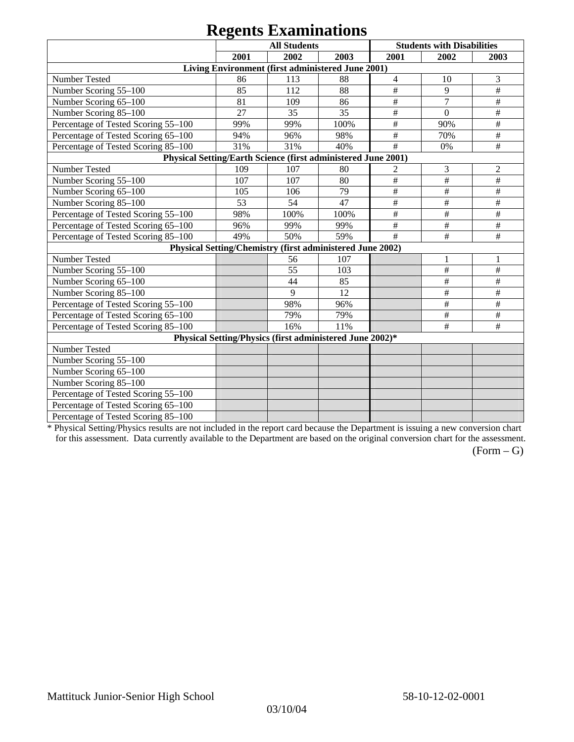# Regents Examinations

| | All Students | | | Students with Disabilities | | |
|---|---|---|---|---|---|---|
| | 2001 | 2002 | 2003 | 2001 | 2002 | 2003 |
| **Living Environment (first administered June 2001)** | | | | | | |
| Number Tested | 86 | 113 | 88 | 4 | 10 | 3 |
| Number Scoring 55–100 | 85 | 112 | 88 | # | 9 | # |
| Number Scoring 65–100 | 81 | 109 | 86 | # | 7 | # |
| Number Scoring 85–100 | 27 | 35 | 35 | # | 0 | # |
| Percentage of Tested Scoring 55–100 | 99% | 99% | 100% | # | 90% | # |
| Percentage of Tested Scoring 65–100 | 94% | 96% | 98% | # | 70% | # |
| Percentage of Tested Scoring 85–100 | 31% | 31% | 40% | # | 0% | # |
| **Physical Setting/Earth Science (first administered June 2001)** | | | | | | |
| Number Tested | 109 | 107 | 80 | 2 | 3 | 2 |
| Number Scoring 55–100 | 107 | 107 | 80 | # | # | # |
| Number Scoring 65–100 | 105 | 106 | 79 | # | # | # |
| Number Scoring 85–100 | 53 | 54 | 47 | # | # | # |
| Percentage of Tested Scoring 55–100 | 98% | 100% | 100% | # | # | # |
| Percentage of Tested Scoring 65–100 | 96% | 99% | 99% | # | # | # |
| Percentage of Tested Scoring 85–100 | 49% | 50% | 59% | # | # | # |
| **Physical Setting/Chemistry (first administered June 2002)** | | | | | | |
| Number Tested | | 56 | 107 | | 1 | 1 |
| Number Scoring 55–100 | | 55 | 103 | | # | # |
| Number Scoring 65–100 | | 44 | 85 | | # | # |
| Number Scoring 85–100 | | 9 | 12 | | # | # |
| Percentage of Tested Scoring 55–100 | | 98% | 96% | | # | # |
| Percentage of Tested Scoring 65–100 | | 79% | 79% | | # | # |
| Percentage of Tested Scoring 85–100 | | 16% | 11% | | # | # |
| **Physical Setting/Physics (first administered June 2002)*** | | | | | | |
| Number Tested | | | | | | |
| Number Scoring 55–100 | | | | | | |
| Number Scoring 65–100 | | | | | | |
| Number Scoring 85–100 | | | | | | |
| Percentage of Tested Scoring 55–100 | | | | | | |
| Percentage of Tested Scoring 65–100 | | | | | | |
| Percentage of Tested Scoring 85–100 | | | | | | |

* Physical Setting/Physics results are not included in the report card because the Department is issuing a new conversion chart for this assessment. Data currently available to the Department are based on the original conversion chart for the assessment.

(Form – G)

Mattituck Junior-Senior High School 58-10-12-02-0001

03/10/04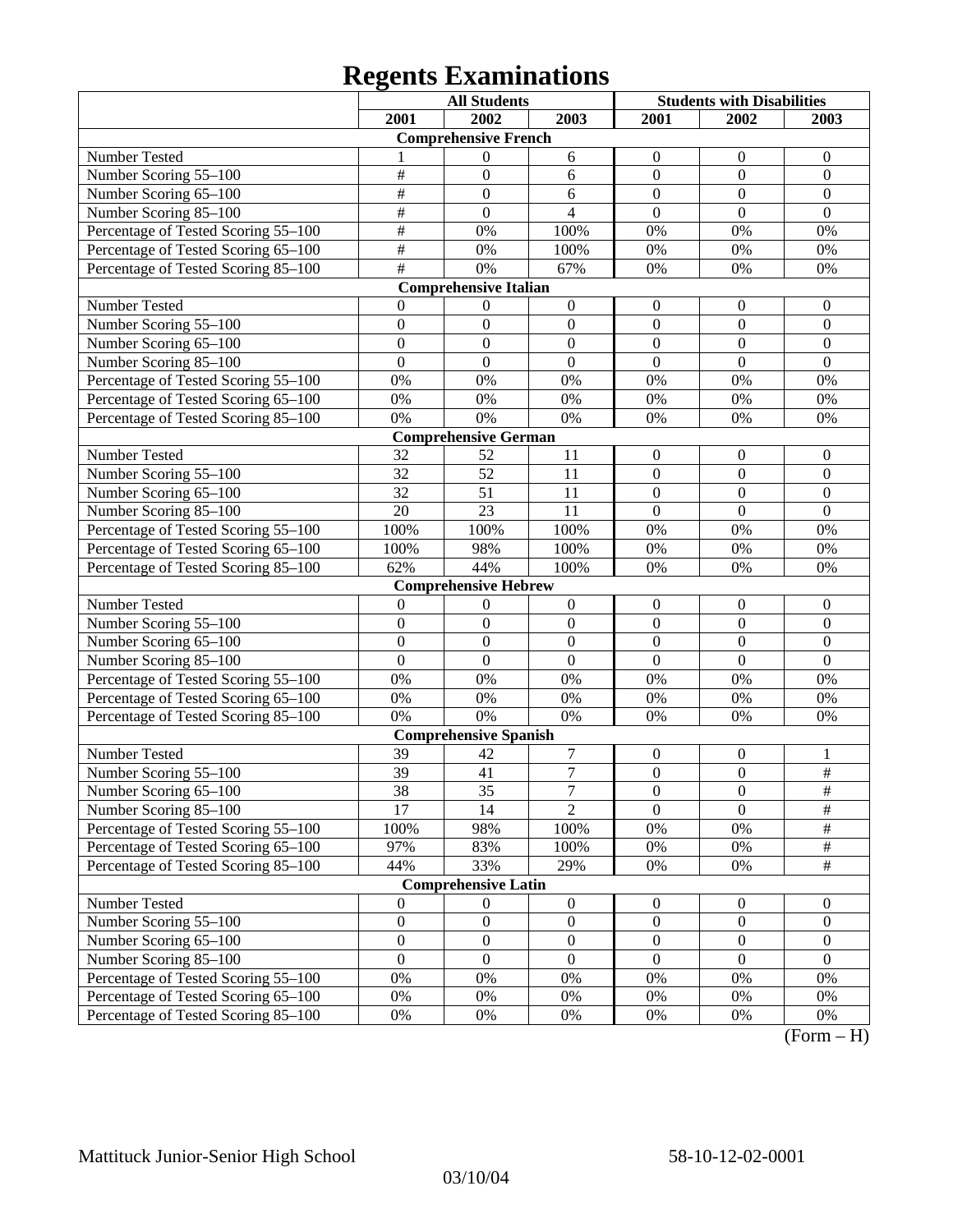# Regents Examinations

| | All Students | | | Students with Disabilities | | |
|---|---|---|---|---|---|---|
| | 2001 | 2002 | 2003 | 2001 | 2002 | 2003 |
| **Comprehensive French** | | | | | | |
| Number Tested | 1 | 0 | 6 | 0 | 0 | 0 |
| Number Scoring 55–100 | # | 0 | 6 | 0 | 0 | 0 |
| Number Scoring 65–100 | # | 0 | 6 | 0 | 0 | 0 |
| Number Scoring 85–100 | # | 0 | 4 | 0 | 0 | 0 |
| Percentage of Tested Scoring 55–100 | # | 0% | 100% | 0% | 0% | 0% |
| Percentage of Tested Scoring 65–100 | # | 0% | 100% | 0% | 0% | 0% |
| Percentage of Tested Scoring 85–100 | # | 0% | 67% | 0% | 0% | 0% |
| **Comprehensive Italian** | | | | | | |
| Number Tested | 0 | 0 | 0 | 0 | 0 | 0 |
| Number Scoring 55–100 | 0 | 0 | 0 | 0 | 0 | 0 |
| Number Scoring 65–100 | 0 | 0 | 0 | 0 | 0 | 0 |
| Number Scoring 85–100 | 0 | 0 | 0 | 0 | 0 | 0 |
| Percentage of Tested Scoring 55–100 | 0% | 0% | 0% | 0% | 0% | 0% |
| Percentage of Tested Scoring 65–100 | 0% | 0% | 0% | 0% | 0% | 0% |
| Percentage of Tested Scoring 85–100 | 0% | 0% | 0% | 0% | 0% | 0% |
| **Comprehensive German** | | | | | | |
| Number Tested | 32 | 52 | 11 | 0 | 0 | 0 |
| Number Scoring 55–100 | 32 | 52 | 11 | 0 | 0 | 0 |
| Number Scoring 65–100 | 32 | 51 | 11 | 0 | 0 | 0 |
| Number Scoring 85–100 | 20 | 23 | 11 | 0 | 0 | 0 |
| Percentage of Tested Scoring 55–100 | 100% | 100% | 100% | 0% | 0% | 0% |
| Percentage of Tested Scoring 65–100 | 100% | 98% | 100% | 0% | 0% | 0% |
| Percentage of Tested Scoring 85–100 | 62% | 44% | 100% | 0% | 0% | 0% |
| **Comprehensive Hebrew** | | | | | | |
| Number Tested | 0 | 0 | 0 | 0 | 0 | 0 |
| Number Scoring 55–100 | 0 | 0 | 0 | 0 | 0 | 0 |
| Number Scoring 65–100 | 0 | 0 | 0 | 0 | 0 | 0 |
| Number Scoring 85–100 | 0 | 0 | 0 | 0 | 0 | 0 |
| Percentage of Tested Scoring 55–100 | 0% | 0% | 0% | 0% | 0% | 0% |
| Percentage of Tested Scoring 65–100 | 0% | 0% | 0% | 0% | 0% | 0% |
| Percentage of Tested Scoring 85–100 | 0% | 0% | 0% | 0% | 0% | 0% |
| **Comprehensive Spanish** | | | | | | |
| Number Tested | 39 | 42 | 7 | 0 | 0 | 1 |
| Number Scoring 55–100 | 39 | 41 | 7 | 0 | 0 | # |
| Number Scoring 65–100 | 38 | 35 | 7 | 0 | 0 | # |
| Number Scoring 85–100 | 17 | 14 | 2 | 0 | 0 | # |
| Percentage of Tested Scoring 55–100 | 100% | 98% | 100% | 0% | 0% | # |
| Percentage of Tested Scoring 65–100 | 97% | 83% | 100% | 0% | 0% | # |
| Percentage of Tested Scoring 85–100 | 44% | 33% | 29% | 0% | 0% | # |
| **Comprehensive Latin** | | | | | | |
| Number Tested | 0 | 0 | 0 | 0 | 0 | 0 |
| Number Scoring 55–100 | 0 | 0 | 0 | 0 | 0 | 0 |
| Number Scoring 65–100 | 0 | 0 | 0 | 0 | 0 | 0 |
| Number Scoring 85–100 | 0 | 0 | 0 | 0 | 0 | 0 |
| Percentage of Tested Scoring 55–100 | 0% | 0% | 0% | 0% | 0% | 0% |
| Percentage of Tested Scoring 65–100 | 0% | 0% | 0% | 0% | 0% | 0% |
| Percentage of Tested Scoring 85–100 | 0% | 0% | 0% | 0% | 0% | 0% |

(Form – H)

Mattituck Junior-Senior High School 58-10-12-02-0001

03/10/04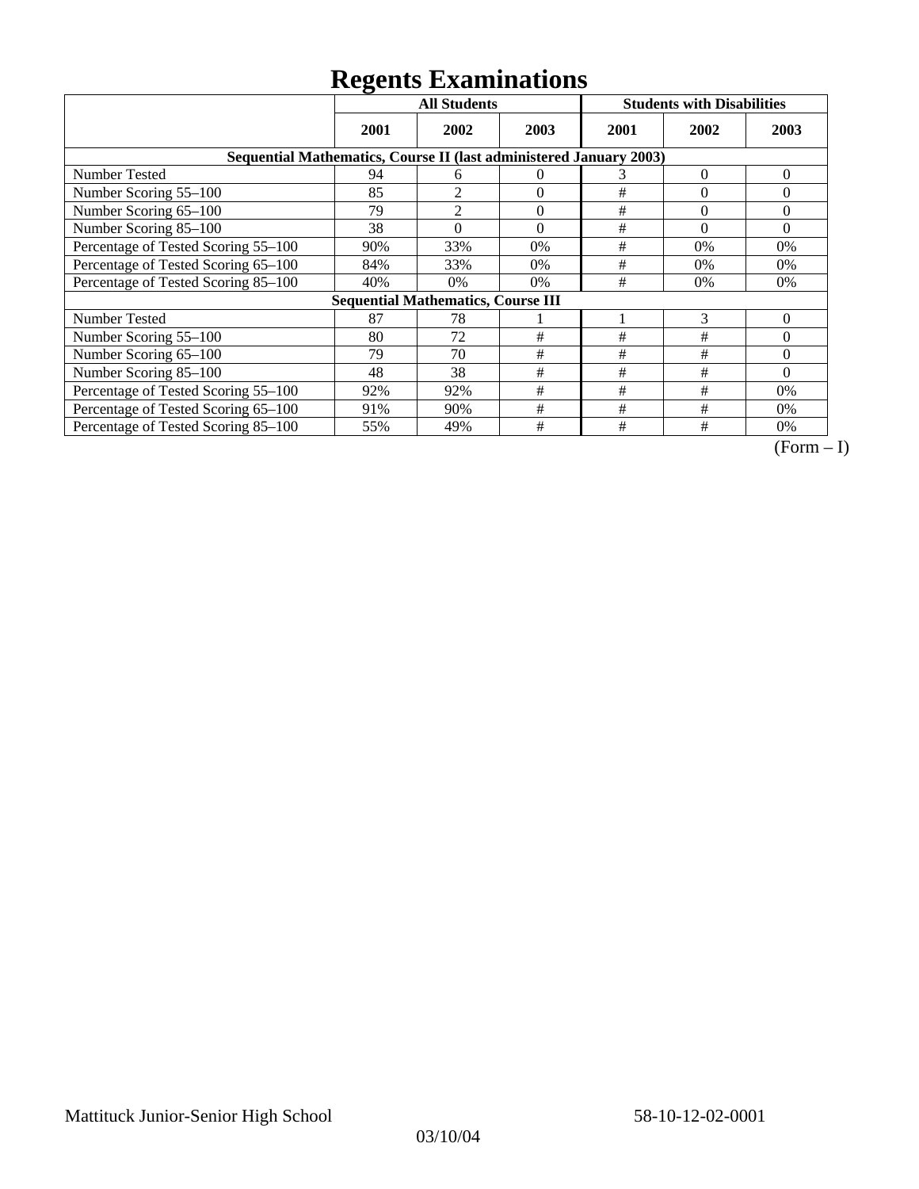# Regents Examinations

| | All Students | | | Students with Disabilities | | |
|---|---|---|---|---|---|---|
| | 2001 | 2002 | 2003 | 2001 | 2002 | 2003 |
| **Sequential Mathematics, Course II (last administered January 2003)** | | | | | | |
| Number Tested | 94 | 6 | 0 | 3 | 0 | 0 |
| Number Scoring 55–100 | 85 | 2 | 0 | # | 0 | 0 |
| Number Scoring 65–100 | 79 | 2 | 0 | # | 0 | 0 |
| Number Scoring 85–100 | 38 | 0 | 0 | # | 0 | 0 |
| Percentage of Tested Scoring 55–100 | 90% | 33% | 0% | # | 0% | 0% |
| Percentage of Tested Scoring 65–100 | 84% | 33% | 0% | # | 0% | 0% |
| Percentage of Tested Scoring 85–100 | 40% | 0% | 0% | # | 0% | 0% |
| **Sequential Mathematics, Course III** | | | | | | |
| Number Tested | 87 | 78 | 1 | 1 | 3 | 0 |
| Number Scoring 55–100 | 80 | 72 | # | # | # | 0 |
| Number Scoring 65–100 | 79 | 70 | # | # | # | 0 |
| Number Scoring 85–100 | 48 | 38 | # | # | # | 0 |
| Percentage of Tested Scoring 55–100 | 92% | 92% | # | # | # | 0% |
| Percentage of Tested Scoring 65–100 | 91% | 90% | # | # | # | 0% |
| Percentage of Tested Scoring 85–100 | 55% | 49% | # | # | # | 0% |

(Form – I)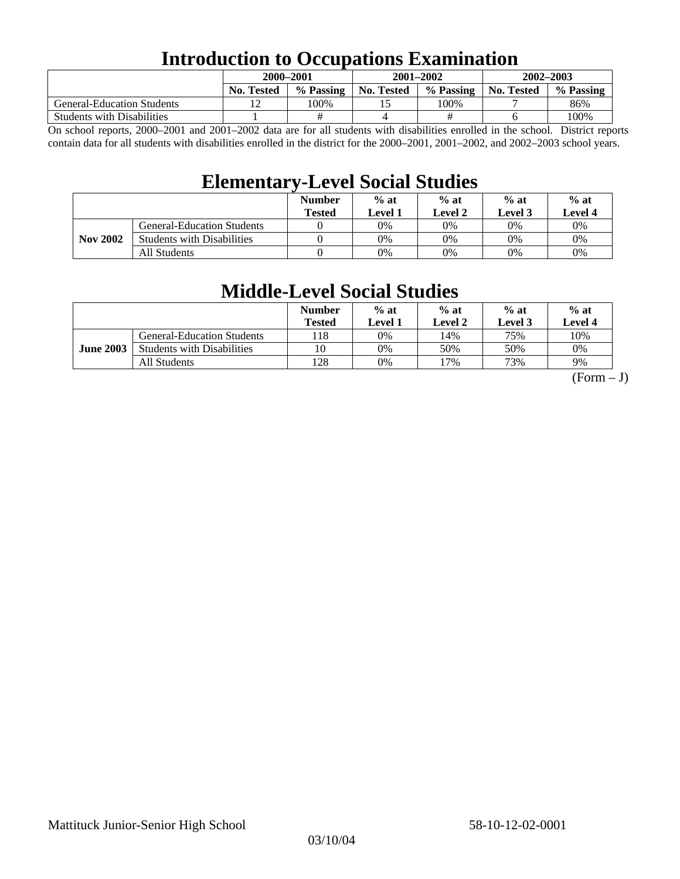# Introduction to Occupations Examination

| | 2000–2001 | | 2001–2002 | | 2002–2003 | |
|---|---|---|---|---|---|---|
| | No. Tested | % Passing | No. Tested | % Passing | No. Tested | % Passing |
| General-Education Students | 12 | 100% | 15 | 100% | 7 | 86% |
| Students with Disabilities | 1 | # | 4 | # | 6 | 100% |

On school reports, 2000–2001 and 2001–2002 data are for all students with disabilities enrolled in the school. District reports contain data for all students with disabilities enrolled in the district for the 2000–2001, 2001–2002, and 2002–2003 school years.

# Elementary-Level Social Studies

| | | Number Tested | % at Level 1 | % at Level 2 | % at Level 3 | % at Level 4 |
|---|---|---|---|---|---|---|
| Nov 2002 | General-Education Students | 0 | 0% | 0% | 0% | 0% |
| | Students with Disabilities | 0 | 0% | 0% | 0% | 0% |
| | All Students | 0 | 0% | 0% | 0% | 0% |

# Middle-Level Social Studies

| | | Number Tested | % at Level 1 | % at Level 2 | % at Level 3 | % at Level 4 |
|---|---|---|---|---|---|---|
| June 2003 | General-Education Students | 118 | 0% | 14% | 75% | 10% |
| | Students with Disabilities | 10 | 0% | 50% | 50% | 0% |
| | All Students | 128 | 0% | 17% | 73% | 9% |

(Form – J)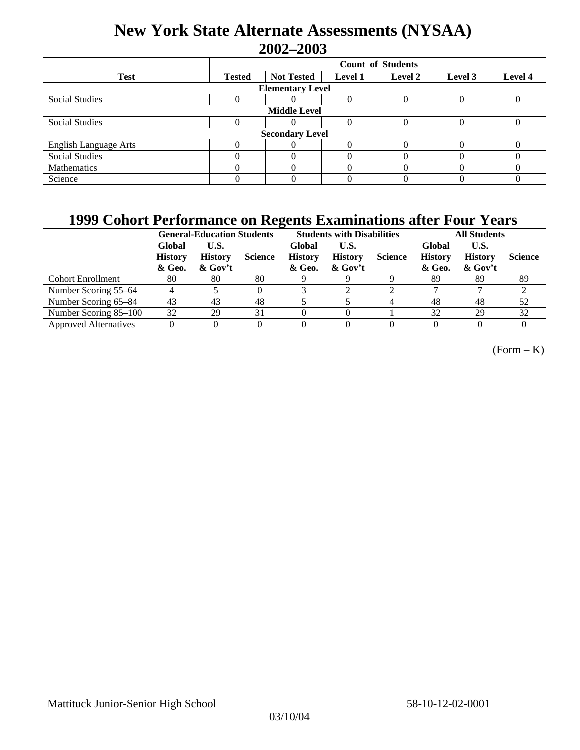# New York State Alternate Assessments (NYSAA)
## 2002–2003

| | Count of Students | | | | | |
|---|---|---|---|---|---|---|
| **Test** | **Tested** | **Not Tested** | **Level 1** | **Level 2** | **Level 3** | **Level 4** |
| **Elementary Level** | | | | | | |
| Social Studies | 0 | 0 | 0 | 0 | 0 | 0 |
| **Middle Level** | | | | | | |
| Social Studies | 0 | 0 | 0 | 0 | 0 | 0 |
| **Secondary Level** | | | | | | |
| English Language Arts | 0 | 0 | 0 | 0 | 0 | 0 |
| Social Studies | 0 | 0 | 0 | 0 | 0 | 0 |
| Mathematics | 0 | 0 | 0 | 0 | 0 | 0 |
| Science | 0 | 0 | 0 | 0 | 0 | 0 |

## 1999 Cohort Performance on Regents Examinations after Four Years

| | General-Education Students | | | Students with Disabilities | | | All Students | | |
|---|---|---|---|---|---|---|---|---|---|
| | **Global History & Geo.** | **U.S. History & Gov't** | **Science** | **Global History & Geo.** | **U.S. History & Gov't** | **Science** | **Global History & Geo.** | **U.S. History & Gov't** | **Science** |
| Cohort Enrollment | 80 | 80 | 80 | 9 | 9 | 9 | 89 | 89 | 89 |
| Number Scoring 55–64 | 4 | 5 | 0 | 3 | 2 | 2 | 7 | 7 | 2 |
| Number Scoring 65–84 | 43 | 43 | 48 | 5 | 5 | 4 | 48 | 48 | 52 |
| Number Scoring 85–100 | 32 | 29 | 31 | 0 | 0 | 1 | 32 | 29 | 32 |
| Approved Alternatives | 0 | 0 | 0 | 0 | 0 | 0 | 0 | 0 | 0 |

(Form – K)